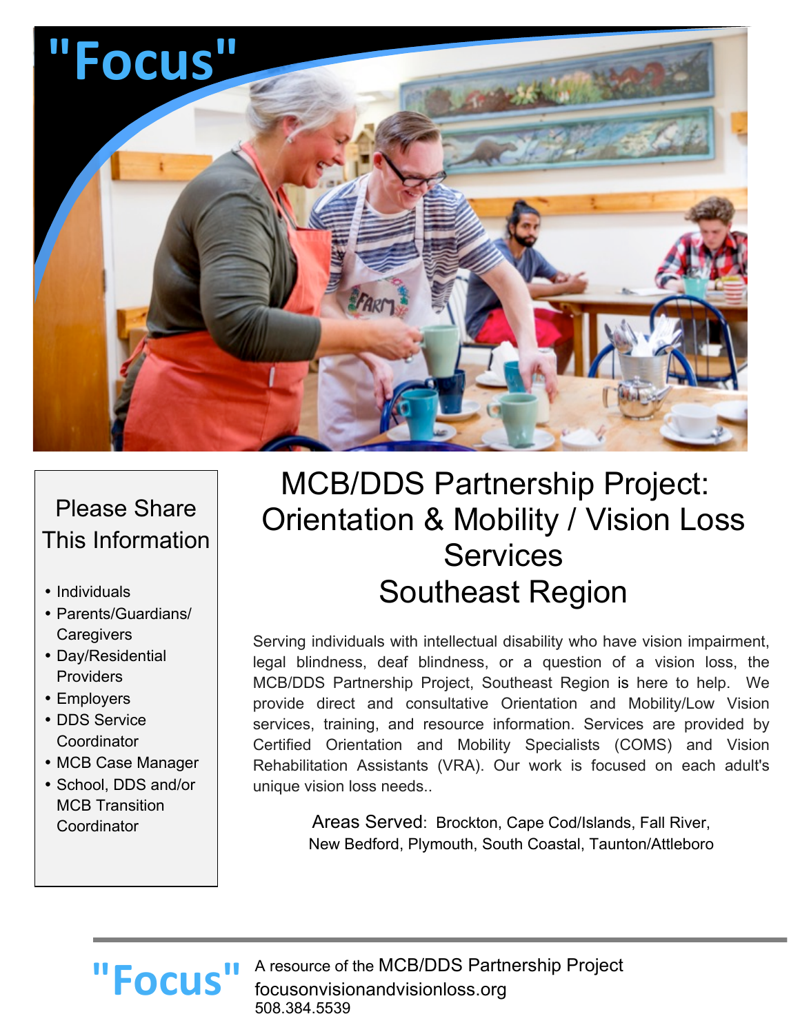# "Focus"

## MCB/DDS Partnership Project: Orientation & Mobility / Vision Loss Services Southeast Region

Serving individuals with intellectual disability who have vision impairment, legal blindness, deaf blindness, or a question of a vision loss, the MCB/DDS Partnership Project, Southeast Region is here to help. We provide direct and consultative Orientation and Mobility/Low Vision services, training, and resource information. Services are provided by Certified Orientation and Mobility Specialists (COMS) and Vision Rehabilitation Assistants (VRA). Our work is focused on each adult's unique vision loss needs..

Areas Served: Brockton, Cape Cod/Islands, Fall River, New Bedford, Plymouth, South Coastal, Taunton/Attleboro

### Please Share This Information

- Individuals
- Parents/Guardians/ Caregivers
- Day/Residential Providers
- Employers
- DDS Service Coordinator
- MCB Case Manager
- School, DDS and/or MCB Transition Coordinator

---

"Focus" A resource of the MCB/DDS Partnership Project
focusonvisionandvisionloss.org
508.384.5539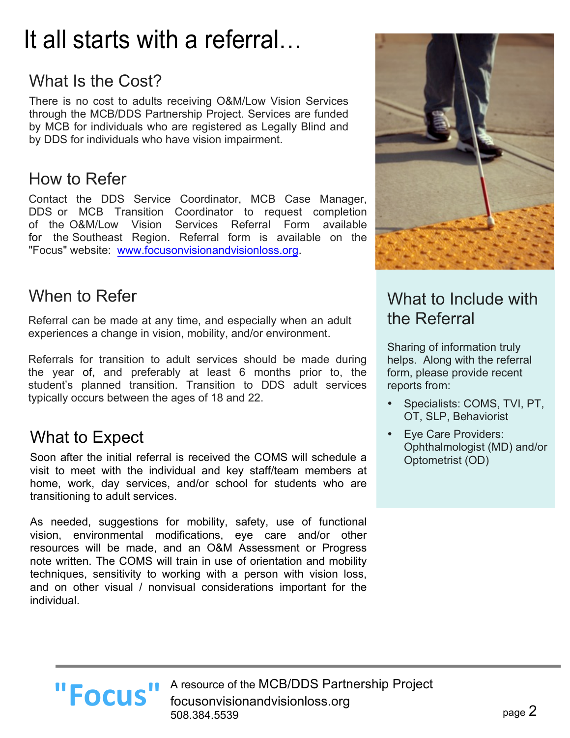# It all starts with a referral…

## What Is the Cost?

There is no cost to adults receiving O&M/Low Vision Services through the MCB/DDS Partnership Project. Services are funded by MCB for individuals who are registered as Legally Blind and by DDS for individuals who have vision impairment.

## How to Refer

Contact the DDS Service Coordinator, MCB Case Manager, DDS or MCB Transition Coordinator to request completion of the O&M/Low Vision Services Referral Form available for the Southeast Region. Referral form is available on the "Focus" website: www.focusonvisionandvisionloss.org.

## When to Refer

Referral can be made at any time, and especially when an adult experiences a change in vision, mobility, and/or environment.

Referrals for transition to adult services should be made during the year of, and preferably at least 6 months prior to, the student's planned transition. Transition to DDS adult services typically occurs between the ages of 18 and 22.

## What to Expect

Soon after the initial referral is received the COMS will schedule a visit to meet with the individual and key staff/team members at home, work, day services, and/or school for students who are transitioning to adult services.

As needed, suggestions for mobility, safety, use of functional vision, environmental modifications, eye care and/or other resources will be made, and an O&M Assessment or Progress note written. The COMS will train in use of orientation and mobility techniques, sensitivity to working with a person with vision loss, and on other visual / nonvisual considerations important for the individual.

## What to Include with the Referral

Sharing of information truly helps. Along with the referral form, please provide recent reports from:

- Specialists: COMS, TVI, PT, OT, SLP, Behaviorist
- Eye Care Providers: Ophthalmologist (MD) and/or Optometrist (OD)

"Focus" A resource of the MCB/DDS Partnership Project
focusonvisionandvisionloss.org
508.384.5539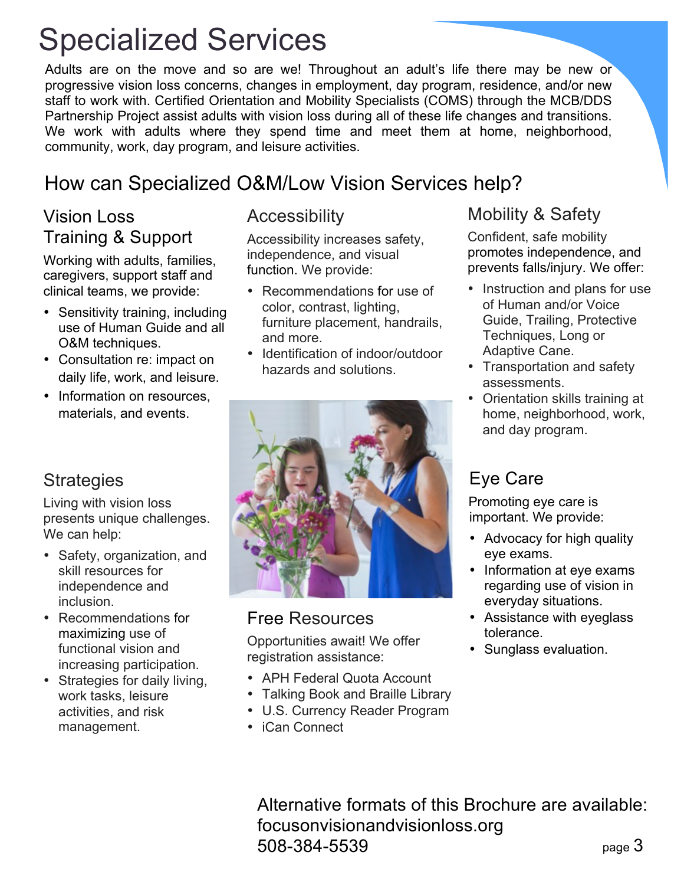# Specialized Services

Adults are on the move and so are we! Throughout an adult's life there may be new or progressive vision loss concerns, changes in employment, day program, residence, and/or new staff to work with. Certified Orientation and Mobility Specialists (COMS) through the MCB/DDS Partnership Project assist adults with vision loss during all of these life changes and transitions. We work with adults where they spend time and meet them at home, neighborhood, community, work, day program, and leisure activities.

## How can Specialized O&M/Low Vision Services help?

### Vision Loss Training & Support

Working with adults, families, caregivers, support staff and clinical teams, we provide:

- Sensitivity training, including use of Human Guide and all O&M techniques.
- Consultation re: impact on daily life, work, and leisure.
- Information on resources, materials, and events.

### Strategies

Living with vision loss presents unique challenges. We can help:

- Safety, organization, and skill resources for independence and inclusion.
- Recommendations for maximizing use of functional vision and increasing participation.
- Strategies for daily living, work tasks, leisure activities, and risk management.

### Accessibility

Accessibility increases safety, independence, and visual function. We provide:

- Recommendations for use of color, contrast, lighting, furniture placement, handrails, and more.
- Identification of indoor/outdoor hazards and solutions.

### Free Resources

Opportunities await! We offer registration assistance:

- APH Federal Quota Account
- Talking Book and Braille Library
- U.S. Currency Reader Program
- iCan Connect

### Mobility & Safety

Confident, safe mobility promotes independence, and prevents falls/injury. We offer:

- Instruction and plans for use of Human and/or Voice Guide, Trailing, Protective Techniques, Long or Adaptive Cane.
- Transportation and safety assessments.
- Orientation skills training at home, neighborhood, work, and day program.

### Eye Care

Promoting eye care is important. We provide:

- Advocacy for high quality eye exams.
- Information at eye exams regarding use of vision in everyday situations.
- Assistance with eyeglass tolerance.
- Sunglass evaluation.

Alternative formats of this Brochure are available:
focusonvisionandvisionloss.org
508-384-5539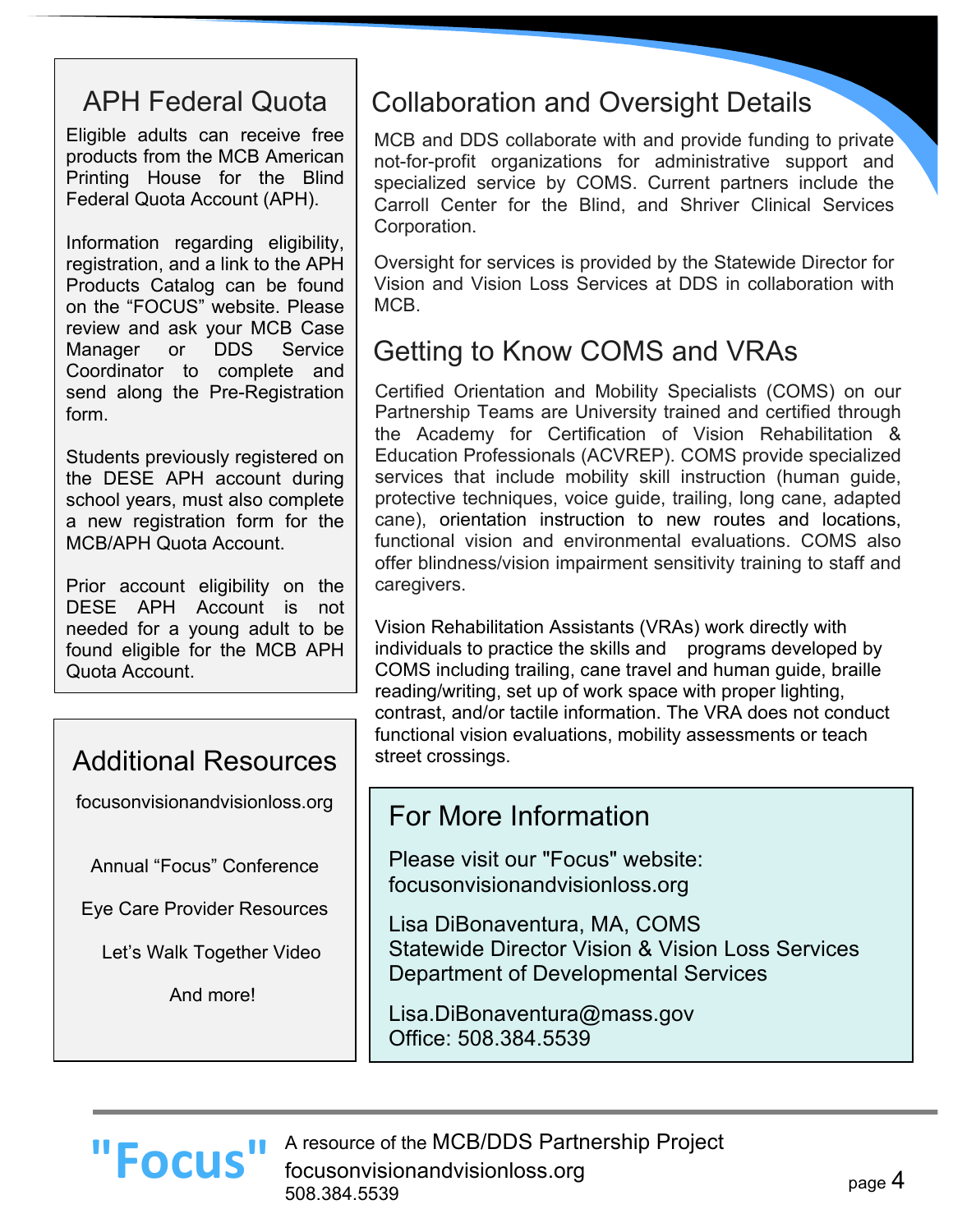## APH Federal Quota

Eligible adults can receive free products from the MCB American Printing House for the Blind Federal Quota Account (APH).

Information regarding eligibility, registration, and a link to the APH Products Catalog can be found on the "FOCUS" website. Please review and ask your MCB Case Manager or DDS Service Coordinator to complete and send along the Pre-Registration form.

Students previously registered on the DESE APH account during school years, must also complete a new registration form for the MCB/APH Quota Account.

Prior account eligibility on the DESE APH Account is not needed for a young adult to be found eligible for the MCB APH Quota Account.

## Additional Resources

focusonvisionandvisionloss.org

Annual "Focus" Conference

Eye Care Provider Resources

Let's Walk Together Video

And more!

## Collaboration and Oversight Details

MCB and DDS collaborate with and provide funding to private not-for-profit organizations for administrative support and specialized service by COMS. Current partners include the Carroll Center for the Blind, and Shriver Clinical Services Corporation.

Oversight for services is provided by the Statewide Director for Vision and Vision Loss Services at DDS in collaboration with MCB.

## Getting to Know COMS and VRAs

Certified Orientation and Mobility Specialists (COMS) on our Partnership Teams are University trained and certified through the Academy for Certification of Vision Rehabilitation & Education Professionals (ACVREP). COMS provide specialized services that include mobility skill instruction (human guide, protective techniques, voice guide, trailing, long cane, adapted cane), orientation instruction to new routes and locations, functional vision and environmental evaluations. COMS also offer blindness/vision impairment sensitivity training to staff and caregivers.

Vision Rehabilitation Assistants (VRAs) work directly with individuals to practice the skills and programs developed by COMS including trailing, cane travel and human guide, braille reading/writing, set up of work space with proper lighting, contrast, and/or tactile information. The VRA does not conduct functional vision evaluations, mobility assessments or teach street crossings.

## For More Information

Please visit our "Focus" website:
focusonvisionandvisionloss.org

Lisa DiBonaventura, MA, COMS
Statewide Director Vision & Vision Loss Services
Department of Developmental Services

Lisa.DiBonaventura@mass.gov
Office: 508.384.5539

**"Focus"** A resource of the MCB/DDS Partnership Project
focusonvisionandvisionloss.org
508.384.5539